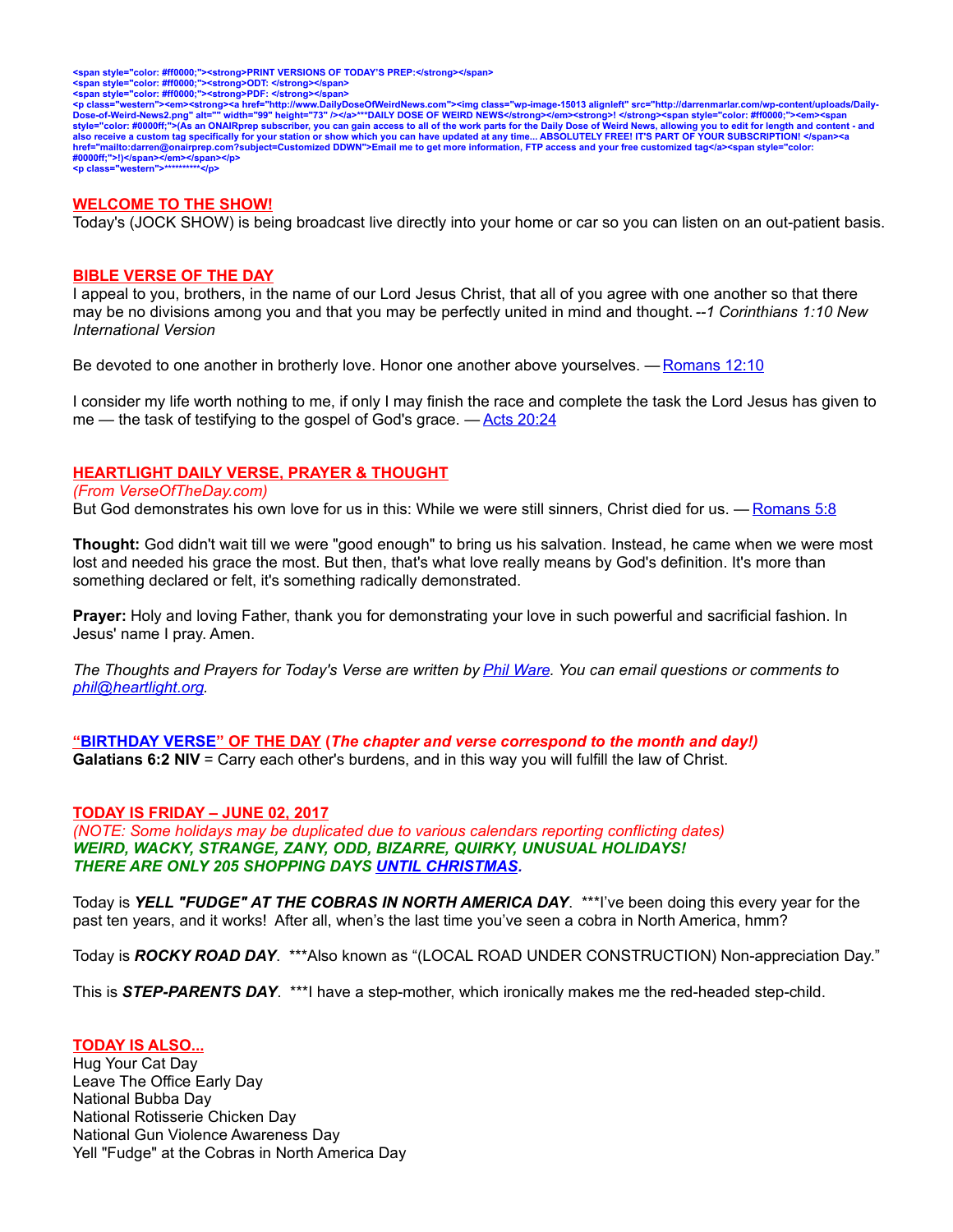<span style="color: #ff0000;"><strong>PRINT VERSIONS OF TODAY'S PREP:</strong></span>
<span style="color: #ff0000;"><strong>ODT: </strong></span>
<span style="color: #ff0000;"><strong>PDF: </strong></span>
<p class="western"><em><strong><a href="http://www.DailyDoseOfWeirdNews.com"><img class="wp-image-15013 alignleft" src="http://darrenmarlar.com/wp-content/uploads/Daily-Dose-of-Weird-News2.png" alt="" width="99" height="73" /></a>***DAILY DOSE OF WEIRD NEWS</strong></em><strong>! </strong><span style="color: #ff0000;"><em><span style="color: #0000ff;">(As an ONAIRprep subscriber, you can gain access to all of the work parts for the Daily Dose of Weird News, allowing you to edit for length and content - and also receive a custom tag specifically for your station or show which you can have updated at any time... ABSOLUTELY FREE! IT'S PART OF YOUR SUBSCRIPTION! </span><a href="mailto:darren@onairprep.com?subject=Customized DDWN">Email me to get more information, FTP access and your free customized tag</a><span style="color: #0000ff;">!)</span></em></span></p>
<p class="western">**********</p>

## WELCOME TO THE SHOW!

Today's (JOCK SHOW) is being broadcast live directly into your home or car so you can listen on an out-patient basis.

## BIBLE VERSE OF THE DAY

I appeal to you, brothers, in the name of our Lord Jesus Christ, that all of you agree with one another so that there may be no divisions among you and that you may be perfectly united in mind and thought. --*1 Corinthians 1:10 New International Version*

Be devoted to one another in brotherly love. Honor one another above yourselves. — Romans 12:10

I consider my life worth nothing to me, if only I may finish the race and complete the task the Lord Jesus has given to me — the task of testifying to the gospel of God's grace. — Acts 20:24

## HEARTLIGHT DAILY VERSE, PRAYER & THOUGHT

*(From VerseOfTheDay.com)*

But God demonstrates his own love for us in this: While we were still sinners, Christ died for us. — Romans 5:8

**Thought:** God didn't wait till we were "good enough" to bring us his salvation. Instead, he came when we were most lost and needed his grace the most. But then, that's what love really means by God's definition. It's more than something declared or felt, it's something radically demonstrated.

**Prayer:** Holy and loving Father, thank you for demonstrating your love in such powerful and sacrificial fashion. In Jesus' name I pray. Amen.

*The Thoughts and Prayers for Today's Verse are written by Phil Ware. You can email questions or comments to phil@heartlight.org.*

## "BIRTHDAY VERSE" OF THE DAY (*The chapter and verse correspond to the month and day!)*

**Galatians 6:2 NIV** = Carry each other's burdens, and in this way you will fulfill the law of Christ.

## TODAY IS FRIDAY – JUNE 02, 2017

*(NOTE: Some holidays may be duplicated due to various calendars reporting conflicting dates)*
***WEIRD, WACKY, STRANGE, ZANY, ODD, BIZARRE, QUIRKY, UNUSUAL HOLIDAYS!***
***THERE ARE ONLY 205 SHOPPING DAYS UNTIL CHRISTMAS.***

Today is ***YELL "FUDGE" AT THE COBRAS IN NORTH AMERICA DAY***. ***I've been doing this every year for the past ten years, and it works! After all, when's the last time you've seen a cobra in North America, hmm?

Today is ***ROCKY ROAD DAY***. ***Also known as "(LOCAL ROAD UNDER CONSTRUCTION) Non-appreciation Day."

This is ***STEP-PARENTS DAY***. ***I have a step-mother, which ironically makes me the red-headed step-child.

## TODAY IS ALSO...

Hug Your Cat Day
Leave The Office Early Day
National Bubba Day
National Rotisserie Chicken Day
National Gun Violence Awareness Day
Yell "Fudge" at the Cobras in North America Day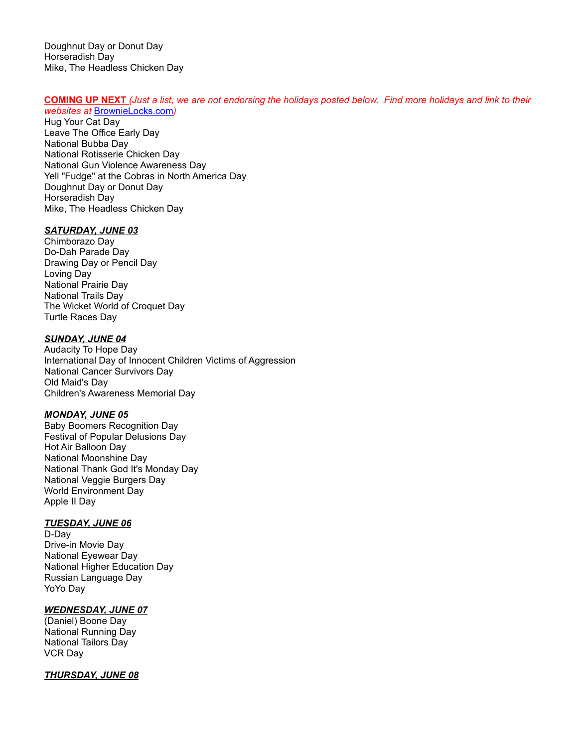Doughnut Day or Donut Day
Horseradish Day
Mike, The Headless Chicken Day

**COMING UP NEXT** *(Just a list, we are not endorsing the holidays posted below. Find more holidays and link to their websites at* [BrownieLocks.com](BrownieLocks.com)*)*
Hug Your Cat Day
Leave The Office Early Day
National Bubba Day
National Rotisserie Chicken Day
National Gun Violence Awareness Day
Yell "Fudge" at the Cobras in North America Day
Doughnut Day or Donut Day
Horseradish Day
Mike, The Headless Chicken Day

***SATURDAY, JUNE 03***
Chimborazo Day
Do-Dah Parade Day
Drawing Day or Pencil Day
Loving Day
National Prairie Day
National Trails Day
The Wicket World of Croquet Day
Turtle Races Day

***SUNDAY, JUNE 04***
Audacity To Hope Day
International Day of Innocent Children Victims of Aggression
National Cancer Survivors Day
Old Maid's Day
Children's Awareness Memorial Day

***MONDAY, JUNE 05***
Baby Boomers Recognition Day
Festival of Popular Delusions Day
Hot Air Balloon Day
National Moonshine Day
National Thank God It's Monday Day
National Veggie Burgers Day
World Environment Day
Apple II Day

***TUESDAY, JUNE 06***
D-Day
Drive-in Movie Day
National Eyewear Day
National Higher Education Day
Russian Language Day
YoYo Day

***WEDNESDAY, JUNE 07***
(Daniel) Boone Day
National Running Day
National Tailors Day
VCR Day

***THURSDAY, JUNE 08***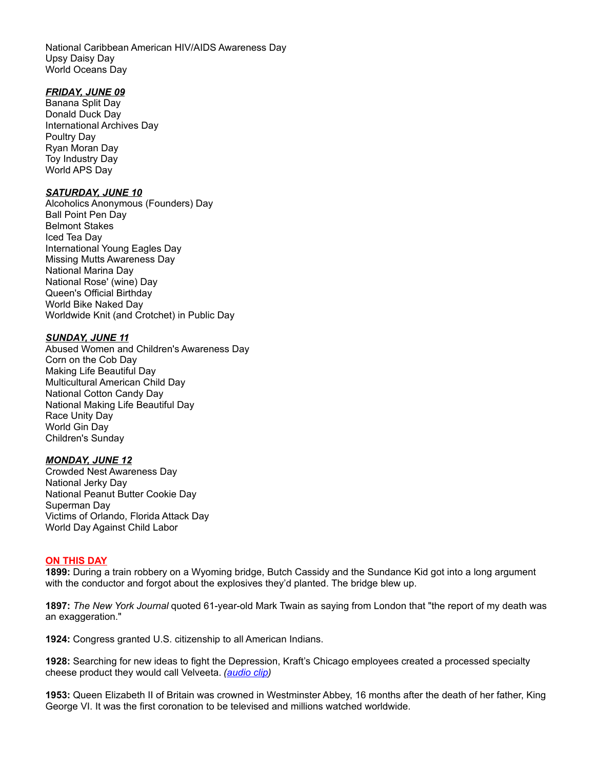National Caribbean American HIV/AIDS Awareness Day
Upsy Daisy Day
World Oceans Day

***FRIDAY, JUNE 09***
Banana Split Day
Donald Duck Day
International Archives Day
Poultry Day
Ryan Moran Day
Toy Industry Day
World APS Day

***SATURDAY, JUNE 10***
Alcoholics Anonymous (Founders) Day
Ball Point Pen Day
Belmont Stakes
Iced Tea Day
International Young Eagles Day
Missing Mutts Awareness Day
National Marina Day
National Rose' (wine) Day
Queen's Official Birthday
World Bike Naked Day
Worldwide Knit (and Crotchet) in Public Day

***SUNDAY, JUNE 11***
Abused Women and Children's Awareness Day
Corn on the Cob Day
Making Life Beautiful Day
Multicultural American Child Day
National Cotton Candy Day
National Making Life Beautiful Day
Race Unity Day
World Gin Day
Children's Sunday

***MONDAY, JUNE 12***
Crowded Nest Awareness Day
National Jerky Day
National Peanut Butter Cookie Day
Superman Day
Victims of Orlando, Florida Attack Day
World Day Against Child Labor

**ON THIS DAY**

**1899:** During a train robbery on a Wyoming bridge, Butch Cassidy and the Sundance Kid got into a long argument with the conductor and forgot about the explosives they'd planted. The bridge blew up.

**1897:** *The New York Journal* quoted 61-year-old Mark Twain as saying from London that "the report of my death was an exaggeration."

**1924:** Congress granted U.S. citizenship to all American Indians.

**1928:** Searching for new ideas to fight the Depression, Kraft's Chicago employees created a processed specialty cheese product they would call Velveeta. *(audio clip)*

**1953:** Queen Elizabeth II of Britain was crowned in Westminster Abbey, 16 months after the death of her father, King George VI. It was the first coronation to be televised and millions watched worldwide.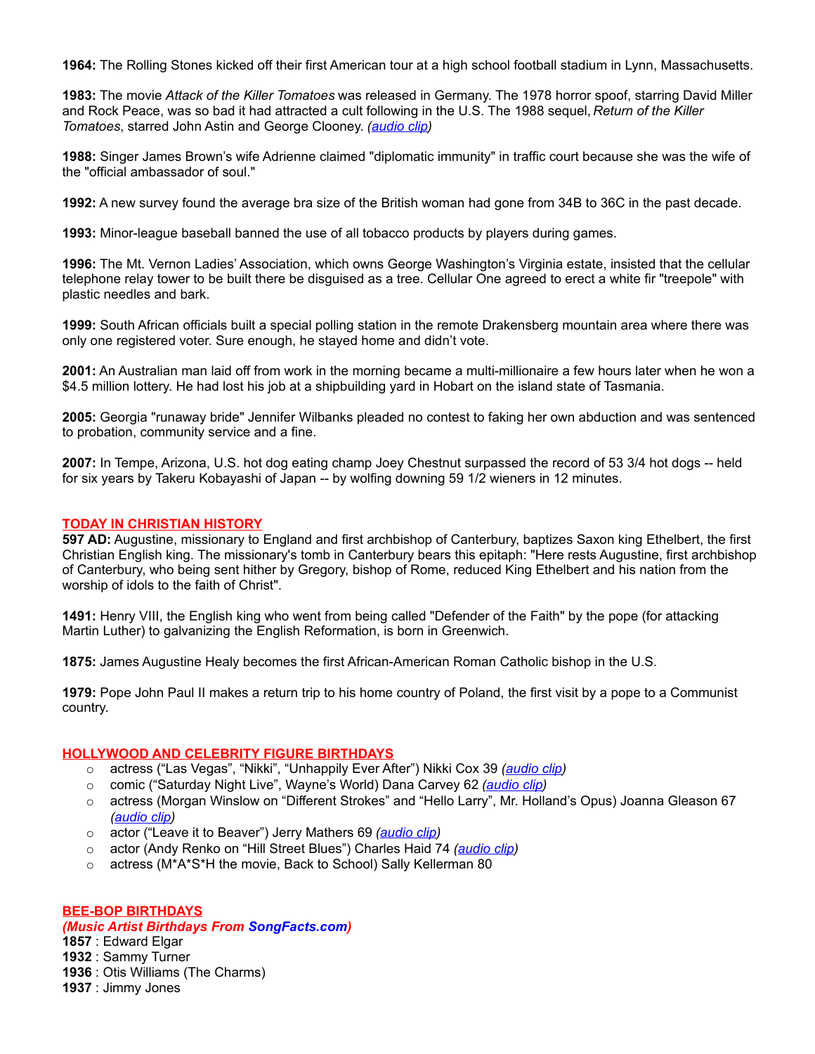**1964:** The Rolling Stones kicked off their first American tour at a high school football stadium in Lynn, Massachusetts.

**1983:** The movie *Attack of the Killer Tomatoes* was released in Germany. The 1978 horror spoof, starring David Miller and Rock Peace, was so bad it had attracted a cult following in the U.S. The 1988 sequel, *Return of the Killer Tomatoes*, starred John Astin and George Clooney. *(audio clip)*

**1988:** Singer James Brown's wife Adrienne claimed "diplomatic immunity" in traffic court because she was the wife of the "official ambassador of soul."

**1992:** A new survey found the average bra size of the British woman had gone from 34B to 36C in the past decade.

**1993:** Minor-league baseball banned the use of all tobacco products by players during games.

**1996:** The Mt. Vernon Ladies' Association, which owns George Washington's Virginia estate, insisted that the cellular telephone relay tower to be built there be disguised as a tree. Cellular One agreed to erect a white fir "treepole" with plastic needles and bark.

**1999:** South African officials built a special polling station in the remote Drakensberg mountain area where there was only one registered voter. Sure enough, he stayed home and didn't vote.

**2001:** An Australian man laid off from work in the morning became a multi-millionaire a few hours later when he won a $4.5 million lottery. He had lost his job at a shipbuilding yard in Hobart on the island state of Tasmania.

**2005:** Georgia "runaway bride" Jennifer Wilbanks pleaded no contest to faking her own abduction and was sentenced to probation, community service and a fine.

**2007:** In Tempe, Arizona, U.S. hot dog eating champ Joey Chestnut surpassed the record of 53 3/4 hot dogs -- held for six years by Takeru Kobayashi of Japan -- by wolfing downing 59 1/2 wieners in 12 minutes.

## TODAY IN CHRISTIAN HISTORY

**597 AD:** Augustine, missionary to England and first archbishop of Canterbury, baptizes Saxon king Ethelbert, the first Christian English king. The missionary's tomb in Canterbury bears this epitaph: "Here rests Augustine, first archbishop of Canterbury, who being sent hither by Gregory, bishop of Rome, reduced King Ethelbert and his nation from the worship of idols to the faith of Christ".

**1491:** Henry VIII, the English king who went from being called "Defender of the Faith" by the pope (for attacking Martin Luther) to galvanizing the English Reformation, is born in Greenwich.

**1875:** James Augustine Healy becomes the first African-American Roman Catholic bishop in the U.S.

**1979:** Pope John Paul II makes a return trip to his home country of Poland, the first visit by a pope to a Communist country.

## HOLLYWOOD AND CELEBRITY FIGURE BIRTHDAYS

- actress ("Las Vegas", "Nikki", "Unhappily Ever After") Nikki Cox 39 *(audio clip)*
- comic ("Saturday Night Live", Wayne's World) Dana Carvey 62 *(audio clip)*
- actress (Morgan Winslow on "Different Strokes" and "Hello Larry", Mr. Holland's Opus) Joanna Gleason 67 *(audio clip)*
- actor ("Leave it to Beaver") Jerry Mathers 69 *(audio clip)*
- actor (Andy Renko on "Hill Street Blues") Charles Haid 74 *(audio clip)*
- actress (M*A*S*H the movie, Back to School) Sally Kellerman 80

## BEE-BOP BIRTHDAYS

***(Music Artist Birthdays From SongFacts.com)***

**1857** : Edward Elgar
**1932** : Sammy Turner
**1936** : Otis Williams (The Charms)
**1937** : Jimmy Jones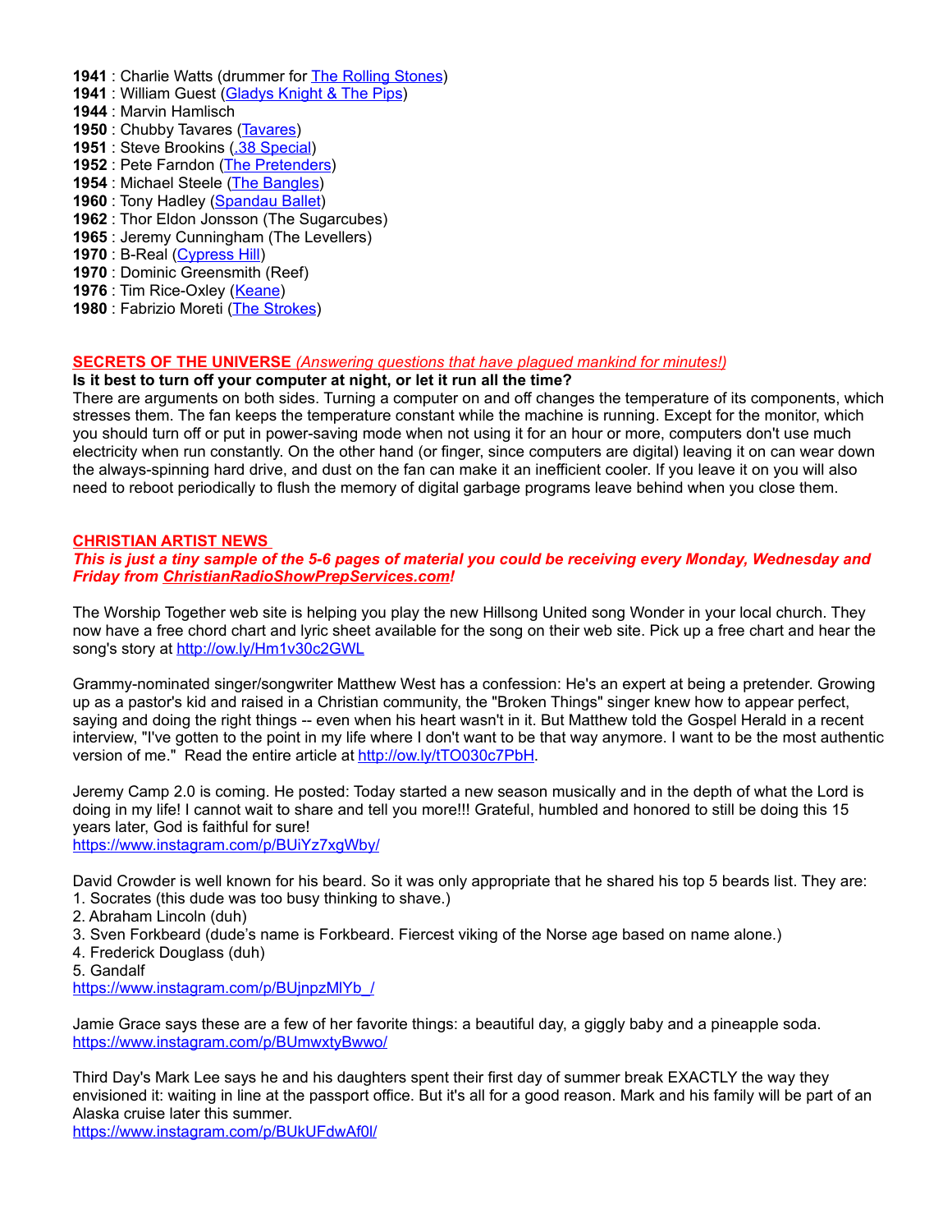**1941** : Charlie Watts (drummer for The Rolling Stones)
**1941** : William Guest (Gladys Knight & The Pips)
**1944** : Marvin Hamlisch
**1950** : Chubby Tavares (Tavares)
**1951** : Steve Brookins (.38 Special)
**1952** : Pete Farndon (The Pretenders)
**1954** : Michael Steele (The Bangles)
**1960** : Tony Hadley (Spandau Ballet)
**1962** : Thor Eldon Jonsson (The Sugarcubes)
**1965** : Jeremy Cunningham (The Levellers)
**1970** : B-Real (Cypress Hill)
**1970** : Dominic Greensmith (Reef)
**1976** : Tim Rice-Oxley (Keane)
**1980** : Fabrizio Moreti (The Strokes)

**SECRETS OF THE UNIVERSE** *(Answering questions that have plagued mankind for minutes!)*

**Is it best to turn off your computer at night, or let it run all the time?**

There are arguments on both sides. Turning a computer on and off changes the temperature of its components, which stresses them. The fan keeps the temperature constant while the machine is running. Except for the monitor, which you should turn off or put in power-saving mode when not using it for an hour or more, computers don't use much electricity when run constantly. On the other hand (or finger, since computers are digital) leaving it on can wear down the always-spinning hard drive, and dust on the fan can make it an inefficient cooler. If you leave it on you will also need to reboot periodically to flush the memory of digital garbage programs leave behind when you close them.

**CHRISTIAN ARTIST NEWS**

***This is just a tiny sample of the 5-6 pages of material you could be receiving every Monday, Wednesday and Friday from ChristianRadioShowPrepServices.com!***

The Worship Together web site is helping you play the new Hillsong United song Wonder in your local church. They now have a free chord chart and lyric sheet available for the song on their web site. Pick up a free chart and hear the song's story at http://ow.ly/Hm1v30c2GWL

Grammy-nominated singer/songwriter Matthew West has a confession: He's an expert at being a pretender. Growing up as a pastor's kid and raised in a Christian community, the "Broken Things" singer knew how to appear perfect, saying and doing the right things -- even when his heart wasn't in it. But Matthew told the Gospel Herald in a recent interview, "I've gotten to the point in my life where I don't want to be that way anymore. I want to be the most authentic version of me." Read the entire article at http://ow.ly/tTO030c7PbH.

Jeremy Camp 2.0 is coming. He posted: Today started a new season musically and in the depth of what the Lord is doing in my life! I cannot wait to share and tell you more!!! Grateful, humbled and honored to still be doing this 15 years later, God is faithful for sure!
https://www.instagram.com/p/BUiYz7xgWby/

David Crowder is well known for his beard. So it was only appropriate that he shared his top 5 beards list. They are:
1. Socrates (this dude was too busy thinking to shave.)
2. Abraham Lincoln (duh)
3. Sven Forkbeard (dude's name is Forkbeard. Fiercest viking of the Norse age based on name alone.)
4. Frederick Douglass (duh)
5. Gandalf

https://www.instagram.com/p/BUjnpzMlYb_/

Jamie Grace says these are a few of her favorite things: a beautiful day, a giggly baby and a pineapple soda.
https://www.instagram.com/p/BUmwxtyBwwo/

Third Day's Mark Lee says he and his daughters spent their first day of summer break EXACTLY the way they envisioned it: waiting in line at the passport office. But it's all for a good reason. Mark and his family will be part of an Alaska cruise later this summer.
https://www.instagram.com/p/BUkUFdwAf0l/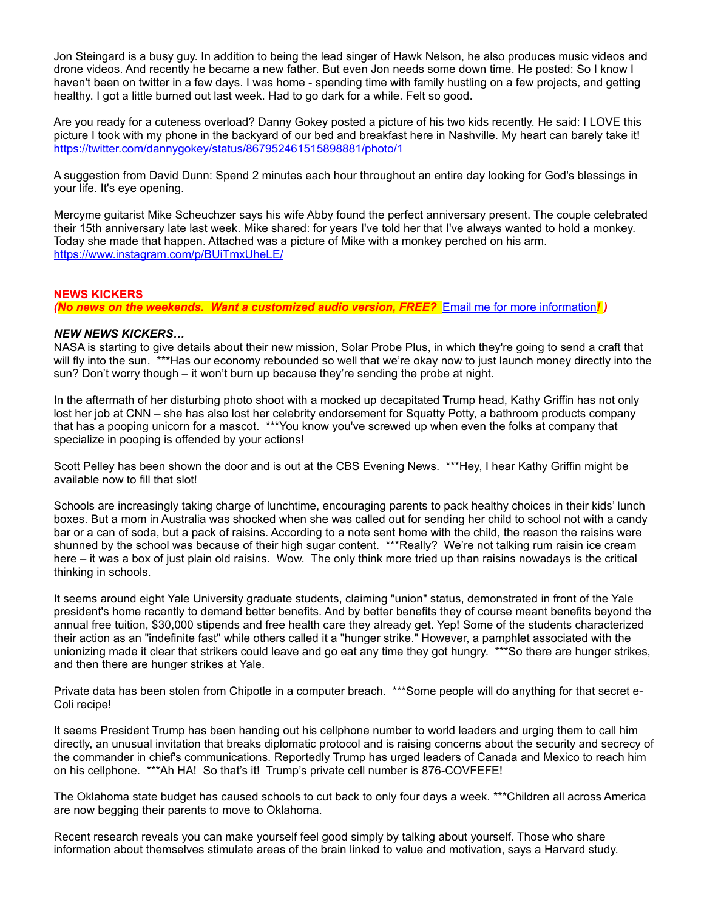Jon Steingard is a busy guy. In addition to being the lead singer of Hawk Nelson, he also produces music videos and drone videos. And recently he became a new father. But even Jon needs some down time. He posted: So I know I haven't been on twitter in a few days. I was home - spending time with family hustling on a few projects, and getting healthy. I got a little burned out last week. Had to go dark for a while. Felt so good.

Are you ready for a cuteness overload? Danny Gokey posted a picture of his two kids recently. He said: I LOVE this picture I took with my phone in the backyard of our bed and breakfast here in Nashville. My heart can barely take it! https://twitter.com/dannygokey/status/867952461515898881/photo/1

A suggestion from David Dunn: Spend 2 minutes each hour throughout an entire day looking for God's blessings in your life. It's eye opening.

Mercyme guitarist Mike Scheuchzer says his wife Abby found the perfect anniversary present. The couple celebrated their 15th anniversary late last week. Mike shared: for years I've told her that I've always wanted to hold a monkey. Today she made that happen. Attached was a picture of Mike with a monkey perched on his arm. https://www.instagram.com/p/BUiTmxUheLE/

**NEWS KICKERS**

***(No news on the weekends. Want a customized audio version, FREE?*** Email me for more information***! )***

***NEW NEWS KICKERS…***

NASA is starting to give details about their new mission, Solar Probe Plus, in which they're going to send a craft that will fly into the sun. ***Has our economy rebounded so well that we're okay now to just launch money directly into the sun? Don't worry though – it won't burn up because they're sending the probe at night.

In the aftermath of her disturbing photo shoot with a mocked up decapitated Trump head, Kathy Griffin has not only lost her job at CNN – she has also lost her celebrity endorsement for Squatty Potty, a bathroom products company that has a pooping unicorn for a mascot. ***You know you've screwed up when even the folks at company that specialize in pooping is offended by your actions!

Scott Pelley has been shown the door and is out at the CBS Evening News. ***Hey, I hear Kathy Griffin might be available now to fill that slot!

Schools are increasingly taking charge of lunchtime, encouraging parents to pack healthy choices in their kids' lunch boxes. But a mom in Australia was shocked when she was called out for sending her child to school not with a candy bar or a can of soda, but a pack of raisins. According to a note sent home with the child, the reason the raisins were shunned by the school was because of their high sugar content. ***Really? We're not talking rum raisin ice cream here – it was a box of just plain old raisins. Wow. The only think more tried up than raisins nowadays is the critical thinking in schools.

It seems around eight Yale University graduate students, claiming "union" status, demonstrated in front of the Yale president's home recently to demand better benefits. And by better benefits they of course meant benefits beyond the annual free tuition, $30,000 stipends and free health care they already get. Yep! Some of the students characterized their action as an "indefinite fast" while others called it a "hunger strike." However, a pamphlet associated with the unionizing made it clear that strikers could leave and go eat any time they got hungry. ***So there are hunger strikes, and then there are hunger strikes at Yale.

Private data has been stolen from Chipotle in a computer breach. ***Some people will do anything for that secret e-Coli recipe!

It seems President Trump has been handing out his cellphone number to world leaders and urging them to call him directly, an unusual invitation that breaks diplomatic protocol and is raising concerns about the security and secrecy of the commander in chief's communications. Reportedly Trump has urged leaders of Canada and Mexico to reach him on his cellphone. ***Ah HA! So that's it! Trump's private cell number is 876-COVFEFE!

The Oklahoma state budget has caused schools to cut back to only four days a week. ***Children all across America are now begging their parents to move to Oklahoma.

Recent research reveals you can make yourself feel good simply by talking about yourself. Those who share information about themselves stimulate areas of the brain linked to value and motivation, says a Harvard study.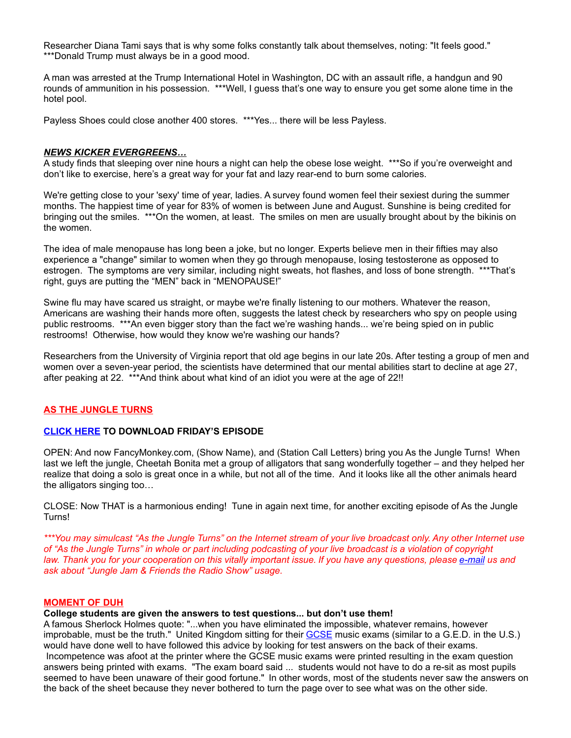Researcher Diana Tami says that is why some folks constantly talk about themselves, noting: "It feels good." ***Donald Trump must always be in a good mood.

A man was arrested at the Trump International Hotel in Washington, DC with an assault rifle, a handgun and 90 rounds of ammunition in his possession. ***Well, I guess that's one way to ensure you get some alone time in the hotel pool.

Payless Shoes could close another 400 stores. ***Yes... there will be less Payless.

***NEWS KICKER EVERGREENS…***

A study finds that sleeping over nine hours a night can help the obese lose weight. ***So if you're overweight and don't like to exercise, here's a great way for your fat and lazy rear-end to burn some calories.

We're getting close to your 'sexy' time of year, ladies. A survey found women feel their sexiest during the summer months. The happiest time of year for 83% of women is between June and August. Sunshine is being credited for bringing out the smiles. ***On the women, at least. The smiles on men are usually brought about by the bikinis on the women.

The idea of male menopause has long been a joke, but no longer. Experts believe men in their fifties may also experience a "change" similar to women when they go through menopause, losing testosterone as opposed to estrogen. The symptoms are very similar, including night sweats, hot flashes, and loss of bone strength. ***That's right, guys are putting the "MEN" back in "MENOPAUSE!"

Swine flu may have scared us straight, or maybe we're finally listening to our mothers. Whatever the reason, Americans are washing their hands more often, suggests the latest check by researchers who spy on people using public restrooms. ***An even bigger story than the fact we're washing hands... we're being spied on in public restrooms! Otherwise, how would they know we're washing our hands?

Researchers from the University of Virginia report that old age begins in our late 20s. After testing a group of men and women over a seven-year period, the scientists have determined that our mental abilities start to decline at age 27, after peaking at 22. ***And think about what kind of an idiot you were at the age of 22!!

**AS THE JUNGLE TURNS**

**CLICK HERE TO DOWNLOAD FRIDAY'S EPISODE**

OPEN: And now FancyMonkey.com, (Show Name), and (Station Call Letters) bring you As the Jungle Turns! When last we left the jungle, Cheetah Bonita met a group of alligators that sang wonderfully together – and they helped her realize that doing a solo is great once in a while, but not all of the time. And it looks like all the other animals heard the alligators singing too…

CLOSE: Now THAT is a harmonious ending! Tune in again next time, for another exciting episode of As the Jungle Turns!

*\*\*\*You may simulcast "As the Jungle Turns" on the Internet stream of your live broadcast only. Any other Internet use of "As the Jungle Turns" in whole or part including podcasting of your live broadcast is a violation of copyright law. Thank you for your cooperation on this vitally important issue. If you have any questions, please e-mail us and ask about "Jungle Jam & Friends the Radio Show" usage.*

**MOMENT OF DUH**

**College students are given the answers to test questions... but don't use them!**

A famous Sherlock Holmes quote: "...when you have eliminated the impossible, whatever remains, however improbable, must be the truth." United Kingdom sitting for their GCSE music exams (similar to a G.E.D. in the U.S.) would have done well to have followed this advice by looking for test answers on the back of their exams. Incompetence was afoot at the printer where the GCSE music exams were printed resulting in the exam question answers being printed with exams. "The exam board said ... students would not have to do a re-sit as most pupils seemed to have been unaware of their good fortune." In other words, most of the students never saw the answers on the back of the sheet because they never bothered to turn the page over to see what was on the other side.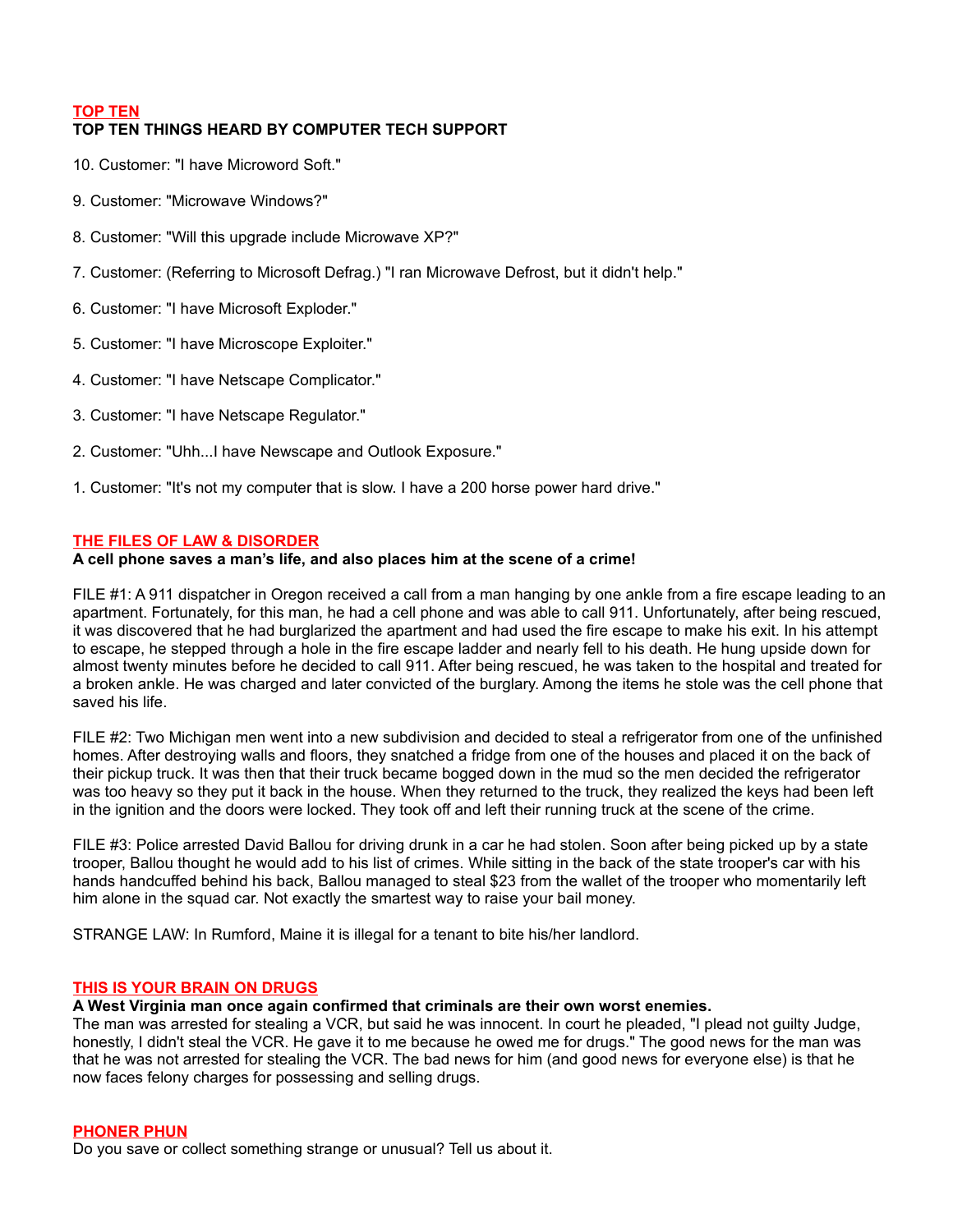## TOP TEN

**TOP TEN THINGS HEARD BY COMPUTER TECH SUPPORT**

10. Customer: "I have Microword Soft."

9. Customer: "Microwave Windows?"

8. Customer: "Will this upgrade include Microwave XP?"

7. Customer: (Referring to Microsoft Defrag.) "I ran Microwave Defrost, but it didn't help."

6. Customer: "I have Microsoft Exploder."

5. Customer: "I have Microscope Exploiter."

4. Customer: "I have Netscape Complicator."

3. Customer: "I have Netscape Regulator."

2. Customer: "Uhh...I have Newscape and Outlook Exposure."

1. Customer: "It's not my computer that is slow. I have a 200 horse power hard drive."

## THE FILES OF LAW & DISORDER

**A cell phone saves a man's life, and also places him at the scene of a crime!**

FILE #1: A 911 dispatcher in Oregon received a call from a man hanging by one ankle from a fire escape leading to an apartment. Fortunately, for this man, he had a cell phone and was able to call 911. Unfortunately, after being rescued, it was discovered that he had burglarized the apartment and had used the fire escape to make his exit. In his attempt to escape, he stepped through a hole in the fire escape ladder and nearly fell to his death. He hung upside down for almost twenty minutes before he decided to call 911. After being rescued, he was taken to the hospital and treated for a broken ankle. He was charged and later convicted of the burglary. Among the items he stole was the cell phone that saved his life.

FILE #2: Two Michigan men went into a new subdivision and decided to steal a refrigerator from one of the unfinished homes. After destroying walls and floors, they snatched a fridge from one of the houses and placed it on the back of their pickup truck. It was then that their truck became bogged down in the mud so the men decided the refrigerator was too heavy so they put it back in the house. When they returned to the truck, they realized the keys had been left in the ignition and the doors were locked. They took off and left their running truck at the scene of the crime.

FILE #3: Police arrested David Ballou for driving drunk in a car he had stolen. Soon after being picked up by a state trooper, Ballou thought he would add to his list of crimes. While sitting in the back of the state trooper's car with his hands handcuffed behind his back, Ballou managed to steal $23 from the wallet of the trooper who momentarily left him alone in the squad car. Not exactly the smartest way to raise your bail money.

STRANGE LAW: In Rumford, Maine it is illegal for a tenant to bite his/her landlord.

## THIS IS YOUR BRAIN ON DRUGS

**A West Virginia man once again confirmed that criminals are their own worst enemies.**

The man was arrested for stealing a VCR, but said he was innocent. In court he pleaded, "I plead not guilty Judge, honestly, I didn't steal the VCR. He gave it to me because he owed me for drugs." The good news for the man was that he was not arrested for stealing the VCR. The bad news for him (and good news for everyone else) is that he now faces felony charges for possessing and selling drugs.

## PHONER PHUN

Do you save or collect something strange or unusual? Tell us about it.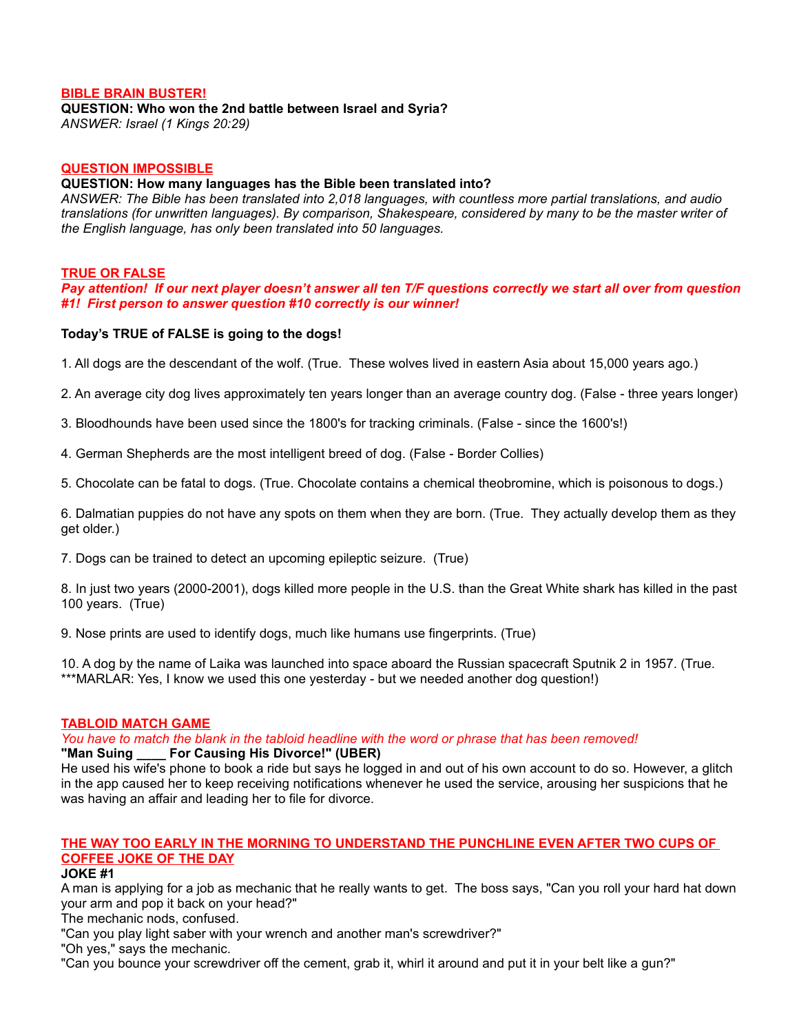**BIBLE BRAIN BUSTER!**

**QUESTION: Who won the 2nd battle between Israel and Syria?**

*ANSWER: Israel (1 Kings 20:29)*

**QUESTION IMPOSSIBLE**

**QUESTION: How many languages has the Bible been translated into?**

*ANSWER: The Bible has been translated into 2,018 languages, with countless more partial translations, and audio translations (for unwritten languages). By comparison, Shakespeare, considered by many to be the master writer of the English language, has only been translated into 50 languages.*

**TRUE OR FALSE**

***Pay attention! If our next player doesn't answer all ten T/F questions correctly we start all over from question #1! First person to answer question #10 correctly is our winner!***

**Today's TRUE of FALSE is going to the dogs!**

1. All dogs are the descendant of the wolf. (True. These wolves lived in eastern Asia about 15,000 years ago.)

2. An average city dog lives approximately ten years longer than an average country dog. (False - three years longer)

3. Bloodhounds have been used since the 1800's for tracking criminals. (False - since the 1600's!)

4. German Shepherds are the most intelligent breed of dog. (False - Border Collies)

5. Chocolate can be fatal to dogs. (True. Chocolate contains a chemical theobromine, which is poisonous to dogs.)

6. Dalmatian puppies do not have any spots on them when they are born. (True. They actually develop them as they get older.)

7. Dogs can be trained to detect an upcoming epileptic seizure. (True)

8. In just two years (2000-2001), dogs killed more people in the U.S. than the Great White shark has killed in the past 100 years. (True)

9. Nose prints are used to identify dogs, much like humans use fingerprints. (True)

10. A dog by the name of Laika was launched into space aboard the Russian spacecraft Sputnik 2 in 1957. (True. ***MARLAR: Yes, I know we used this one yesterday - but we needed another dog question!)

**TABLOID MATCH GAME**

*You have to match the blank in the tabloid headline with the word or phrase that has been removed!*

**"Man Suing ____ For Causing His Divorce!" (UBER)**

He used his wife's phone to book a ride but says he logged in and out of his own account to do so. However, a glitch in the app caused her to keep receiving notifications whenever he used the service, arousing her suspicions that he was having an affair and leading her to file for divorce.

**THE WAY TOO EARLY IN THE MORNING TO UNDERSTAND THE PUNCHLINE EVEN AFTER TWO CUPS OF COFFEE JOKE OF THE DAY**

**JOKE #1**

A man is applying for a job as mechanic that he really wants to get. The boss says, "Can you roll your hard hat down your arm and pop it back on your head?"

The mechanic nods, confused.

"Can you play light saber with your wrench and another man's screwdriver?"

"Oh yes," says the mechanic.

"Can you bounce your screwdriver off the cement, grab it, whirl it around and put it in your belt like a gun?"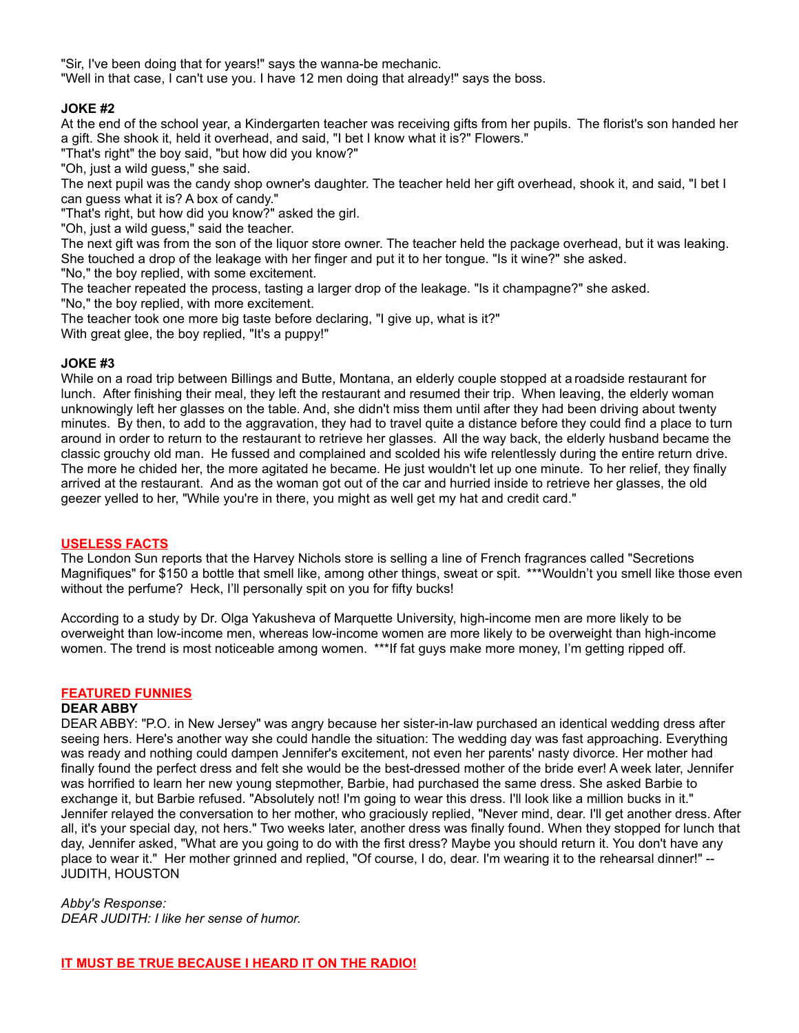"Sir, I've been doing that for years!" says the wanna-be mechanic.
"Well in that case, I can't use you. I have 12 men doing that already!" says the boss.

**JOKE #2**

At the end of the school year, a Kindergarten teacher was receiving gifts from her pupils. The florist's son handed her a gift. She shook it, held it overhead, and said, "I bet I know what it is?" Flowers."
"That's right" the boy said, "but how did you know?"
"Oh, just a wild guess," she said.
The next pupil was the candy shop owner's daughter. The teacher held her gift overhead, shook it, and said, "I bet I can guess what it is? A box of candy."
"That's right, but how did you know?" asked the girl.
"Oh, just a wild guess," said the teacher.
The next gift was from the son of the liquor store owner. The teacher held the package overhead, but it was leaking. She touched a drop of the leakage with her finger and put it to her tongue. "Is it wine?" she asked.
"No," the boy replied, with some excitement.
The teacher repeated the process, tasting a larger drop of the leakage. "Is it champagne?" she asked.
"No," the boy replied, with more excitement.
The teacher took one more big taste before declaring, "I give up, what is it?"
With great glee, the boy replied, "It's a puppy!"

**JOKE #3**

While on a road trip between Billings and Butte, Montana, an elderly couple stopped at a roadside restaurant for lunch. After finishing their meal, they left the restaurant and resumed their trip. When leaving, the elderly woman unknowingly left her glasses on the table. And, she didn't miss them until after they had been driving about twenty minutes. By then, to add to the aggravation, they had to travel quite a distance before they could find a place to turn around in order to return to the restaurant to retrieve her glasses. All the way back, the elderly husband became the classic grouchy old man. He fussed and complained and scolded his wife relentlessly during the entire return drive. The more he chided her, the more agitated he became. He just wouldn't let up one minute. To her relief, they finally arrived at the restaurant. And as the woman got out of the car and hurried inside to retrieve her glasses, the old geezer yelled to her, "While you're in there, you might as well get my hat and credit card."

## USELESS FACTS

The London Sun reports that the Harvey Nichols store is selling a line of French fragrances called "Secretions Magnifiques" for $150 a bottle that smell like, among other things, sweat or spit. ***Wouldn't you smell like those even without the perfume? Heck, I'll personally spit on you for fifty bucks!

According to a study by Dr. Olga Yakusheva of Marquette University, high-income men are more likely to be overweight than low-income men, whereas low-income women are more likely to be overweight than high-income women. The trend is most noticeable among women. ***If fat guys make more money, I'm getting ripped off.

## FEATURED FUNNIES

**DEAR ABBY**

DEAR ABBY: "P.O. in New Jersey" was angry because her sister-in-law purchased an identical wedding dress after seeing hers. Here's another way she could handle the situation: The wedding day was fast approaching. Everything was ready and nothing could dampen Jennifer's excitement, not even her parents' nasty divorce. Her mother had finally found the perfect dress and felt she would be the best-dressed mother of the bride ever! A week later, Jennifer was horrified to learn her new young stepmother, Barbie, had purchased the same dress. She asked Barbie to exchange it, but Barbie refused. "Absolutely not! I'm going to wear this dress. I'll look like a million bucks in it." Jennifer relayed the conversation to her mother, who graciously replied, "Never mind, dear. I'll get another dress. After all, it's your special day, not hers." Two weeks later, another dress was finally found. When they stopped for lunch that day, Jennifer asked, "What are you going to do with the first dress? Maybe you should return it. You don't have any place to wear it." Her mother grinned and replied, "Of course, I do, dear. I'm wearing it to the rehearsal dinner!" -- JUDITH, HOUSTON

*Abby's Response:*
*DEAR JUDITH: I like her sense of humor.*

## IT MUST BE TRUE BECAUSE I HEARD IT ON THE RADIO!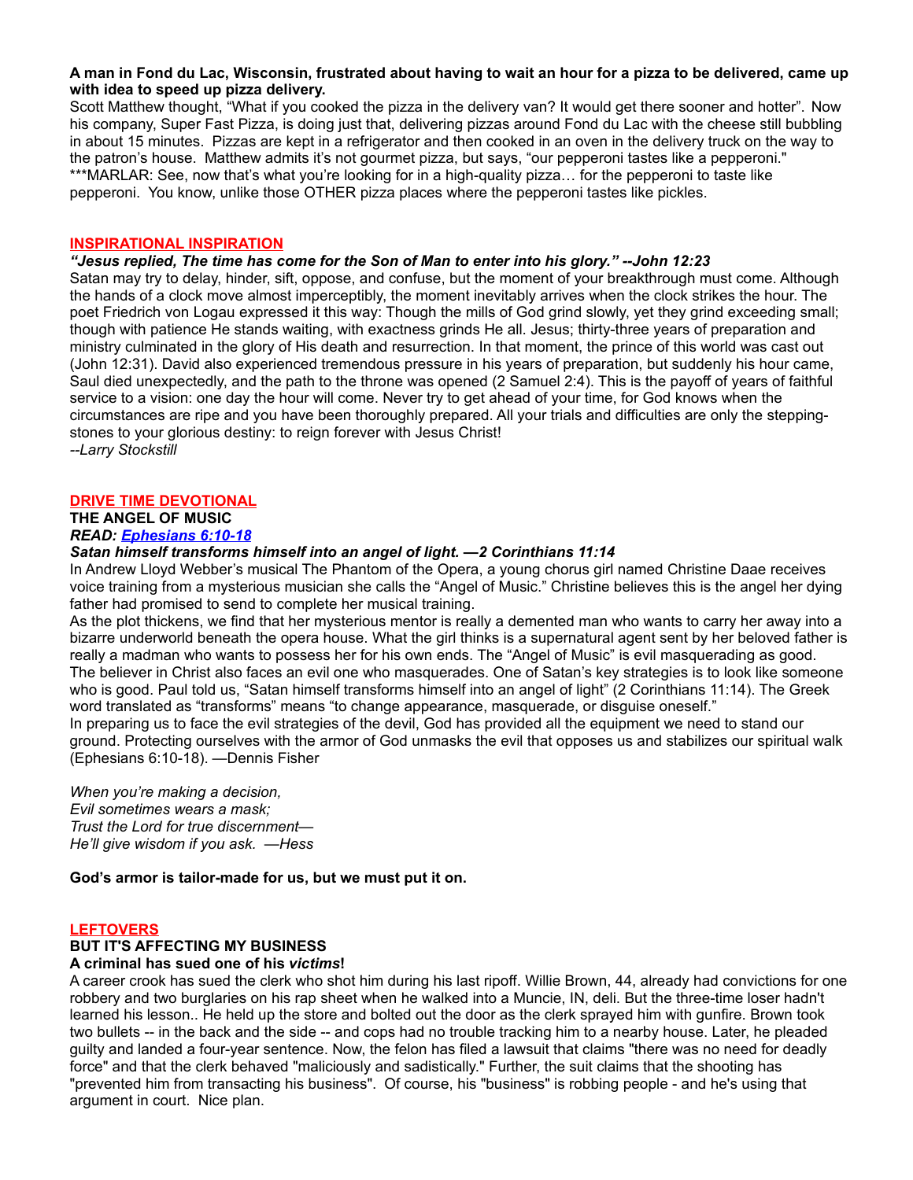**A man in Fond du Lac, Wisconsin, frustrated about having to wait an hour for a pizza to be delivered, came up with idea to speed up pizza delivery.**

Scott Matthew thought, "What if you cooked the pizza in the delivery van? It would get there sooner and hotter". Now his company, Super Fast Pizza, is doing just that, delivering pizzas around Fond du Lac with the cheese still bubbling in about 15 minutes. Pizzas are kept in a refrigerator and then cooked in an oven in the delivery truck on the way to the patron's house. Matthew admits it's not gourmet pizza, but says, "our pepperoni tastes like a pepperoni."
***MARLAR: See, now that's what you're looking for in a high-quality pizza… for the pepperoni to taste like pepperoni. You know, unlike those OTHER pizza places where the pepperoni tastes like pickles.

## INSPIRATIONAL INSPIRATION

***"Jesus replied, The time has come for the Son of Man to enter into his glory." --John 12:23***

Satan may try to delay, hinder, sift, oppose, and confuse, but the moment of your breakthrough must come. Although the hands of a clock move almost imperceptibly, the moment inevitably arrives when the clock strikes the hour. The poet Friedrich von Logau expressed it this way: Though the mills of God grind slowly, yet they grind exceeding small; though with patience He stands waiting, with exactness grinds He all. Jesus; thirty-three years of preparation and ministry culminated in the glory of His death and resurrection. In that moment, the prince of this world was cast out (John 12:31). David also experienced tremendous pressure in his years of preparation, but suddenly his hour came, Saul died unexpectedly, and the path to the throne was opened (2 Samuel 2:4). This is the payoff of years of faithful service to a vision: one day the hour will come. Never try to get ahead of your time, for God knows when the circumstances are ripe and you have been thoroughly prepared. All your trials and difficulties are only the stepping-stones to your glorious destiny: to reign forever with Jesus Christ!
*--Larry Stockstill*

## DRIVE TIME DEVOTIONAL

**THE ANGEL OF MUSIC**
***READ: Ephesians 6:10-18***

***Satan himself transforms himself into an angel of light. —2 Corinthians 11:14***

In Andrew Lloyd Webber's musical The Phantom of the Opera, a young chorus girl named Christine Daae receives voice training from a mysterious musician she calls the "Angel of Music." Christine believes this is the angel her dying father had promised to send to complete her musical training.
As the plot thickens, we find that her mysterious mentor is really a demented man who wants to carry her away into a bizarre underworld beneath the opera house. What the girl thinks is a supernatural agent sent by her beloved father is really a madman who wants to possess her for his own ends. The "Angel of Music" is evil masquerading as good.
The believer in Christ also faces an evil one who masquerades. One of Satan's key strategies is to look like someone who is good. Paul told us, "Satan himself transforms himself into an angel of light" (2 Corinthians 11:14). The Greek word translated as "transforms" means "to change appearance, masquerade, or disguise oneself."
In preparing us to face the evil strategies of the devil, God has provided all the equipment we need to stand our ground. Protecting ourselves with the armor of God unmasks the evil that opposes us and stabilizes our spiritual walk (Ephesians 6:10-18). —Dennis Fisher

*When you're making a decision,*
*Evil sometimes wears a mask;*
*Trust the Lord for true discernment—*
*He'll give wisdom if you ask. —Hess*

**God's armor is tailor-made for us, but we must put it on.**

## LEFTOVERS

**BUT IT'S AFFECTING MY BUSINESS**
**A criminal has sued one of his *victims*!**

A career crook has sued the clerk who shot him during his last ripoff. Willie Brown, 44, already had convictions for one robbery and two burglaries on his rap sheet when he walked into a Muncie, IN, deli. But the three-time loser hadn't learned his lesson.. He held up the store and bolted out the door as the clerk sprayed him with gunfire. Brown took two bullets -- in the back and the side -- and cops had no trouble tracking him to a nearby house. Later, he pleaded guilty and landed a four-year sentence. Now, the felon has filed a lawsuit that claims "there was no need for deadly force" and that the clerk behaved "maliciously and sadistically." Further, the suit claims that the shooting has "prevented him from transacting his business". Of course, his "business" is robbing people - and he's using that argument in court. Nice plan.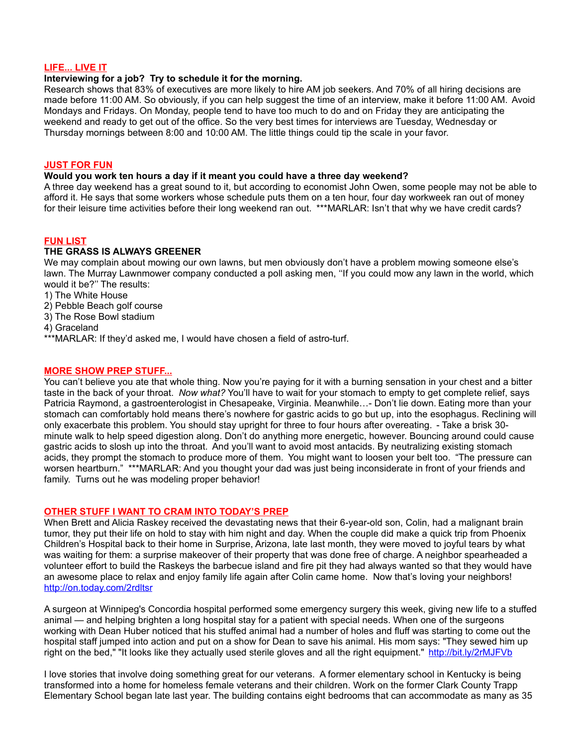**LIFE... LIVE IT**

**Interviewing for a job? Try to schedule it for the morning.**

Research shows that 83% of executives are more likely to hire AM job seekers. And 70% of all hiring decisions are made before 11:00 AM. So obviously, if you can help suggest the time of an interview, make it before 11:00 AM. Avoid Mondays and Fridays. On Monday, people tend to have too much to do and on Friday they are anticipating the weekend and ready to get out of the office. So the very best times for interviews are Tuesday, Wednesday or Thursday mornings between 8:00 and 10:00 AM. The little things could tip the scale in your favor.

**JUST FOR FUN**

**Would you work ten hours a day if it meant you could have a three day weekend?**

A three day weekend has a great sound to it, but according to economist John Owen, some people may not be able to afford it. He says that some workers whose schedule puts them on a ten hour, four day workweek ran out of money for their leisure time activities before their long weekend ran out. ***MARLAR: Isn't that why we have credit cards?

**FUN LIST**

**THE GRASS IS ALWAYS GREENER**

We may complain about mowing our own lawns, but men obviously don't have a problem mowing someone else's lawn. The Murray Lawnmower company conducted a poll asking men, ''If you could mow any lawn in the world, which would it be?'' The results:

1) The White House
2) Pebble Beach golf course
3) The Rose Bowl stadium
4) Graceland

***MARLAR: If they'd asked me, I would have chosen a field of astro-turf.

**MORE SHOW PREP STUFF...**

You can't believe you ate that whole thing. Now you're paying for it with a burning sensation in your chest and a bitter taste in the back of your throat. *Now what?* You'll have to wait for your stomach to empty to get complete relief, says Patricia Raymond, a gastroenterologist in Chesapeake, Virginia. Meanwhile…- Don't lie down. Eating more than your stomach can comfortably hold means there's nowhere for gastric acids to go but up, into the esophagus. Reclining will only exacerbate this problem. You should stay upright for three to four hours after overeating. - Take a brisk 30-minute walk to help speed digestion along. Don't do anything more energetic, however. Bouncing around could cause gastric acids to slosh up into the throat. And you'll want to avoid most antacids. By neutralizing existing stomach acids, they prompt the stomach to produce more of them. You might want to loosen your belt too. "The pressure can worsen heartburn." ***MARLAR: And you thought your dad was just being inconsiderate in front of your friends and family. Turns out he was modeling proper behavior!

**OTHER STUFF I WANT TO CRAM INTO TODAY'S PREP**

When Brett and Alicia Raskey received the devastating news that their 6-year-old son, Colin, had a malignant brain tumor, they put their life on hold to stay with him night and day. When the couple did make a quick trip from Phoenix Children's Hospital back to their home in Surprise, Arizona, late last month, they were moved to joyful tears by what was waiting for them: a surprise makeover of their property that was done free of charge. A neighbor spearheaded a volunteer effort to build the Raskeys the barbecue island and fire pit they had always wanted so that they would have an awesome place to relax and enjoy family life again after Colin came home. Now that's loving your neighbors! http://on.today.com/2rdltsr

A surgeon at Winnipeg's Concordia hospital performed some emergency surgery this week, giving new life to a stuffed animal — and helping brighten a long hospital stay for a patient with special needs. When one of the surgeons working with Dean Huber noticed that his stuffed animal had a number of holes and fluff was starting to come out the hospital staff jumped into action and put on a show for Dean to save his animal. His mom says: "They sewed him up right on the bed," "It looks like they actually used sterile gloves and all the right equipment." http://bit.ly/2rMJFVb

I love stories that involve doing something great for our veterans. A former elementary school in Kentucky is being transformed into a home for homeless female veterans and their children. Work on the former Clark County Trapp Elementary School began late last year. The building contains eight bedrooms that can accommodate as many as 35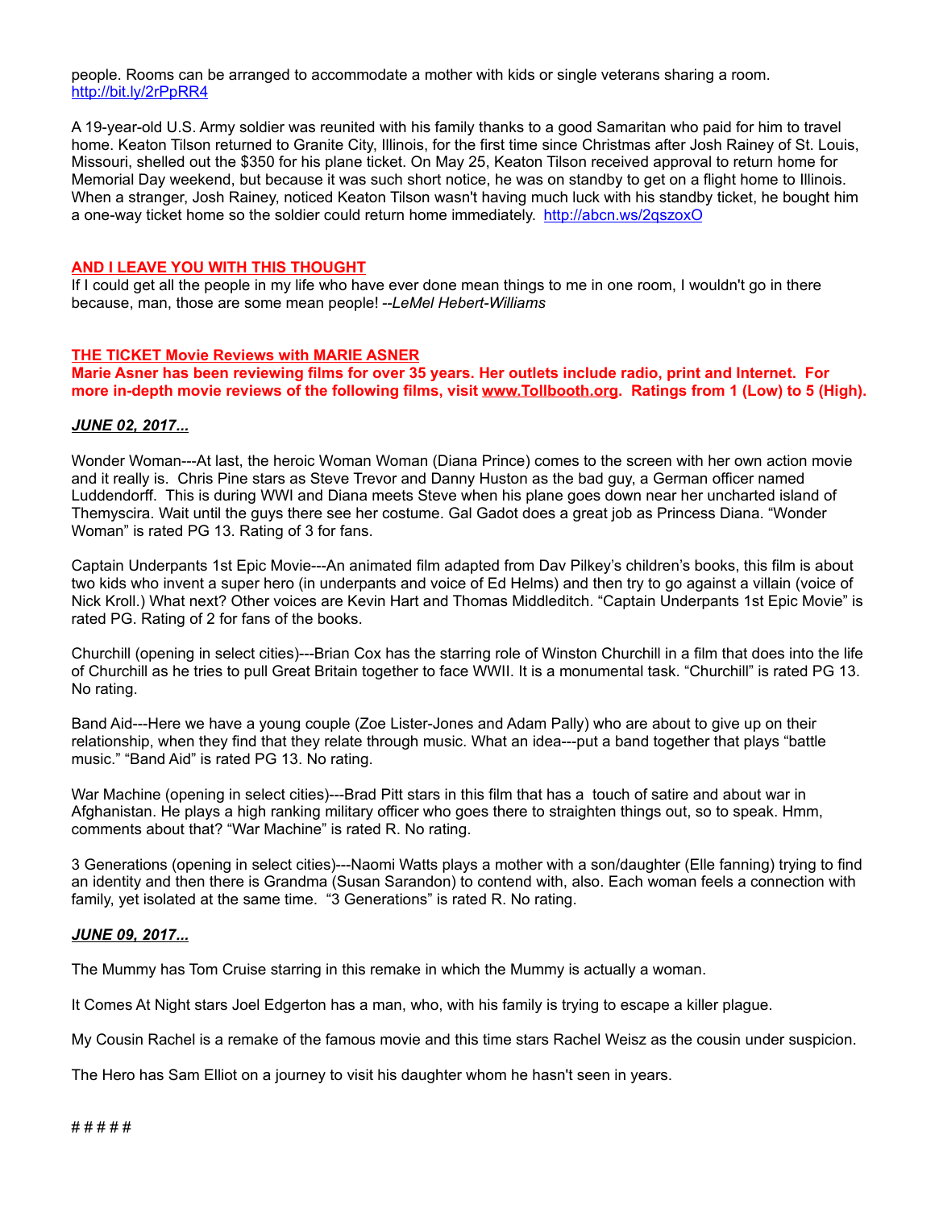people. Rooms can be arranged to accommodate a mother with kids or single veterans sharing a room. http://bit.ly/2rPpRR4

A 19-year-old U.S. Army soldier was reunited with his family thanks to a good Samaritan who paid for him to travel home. Keaton Tilson returned to Granite City, Illinois, for the first time since Christmas after Josh Rainey of St. Louis, Missouri, shelled out the $350 for his plane ticket. On May 25, Keaton Tilson received approval to return home for Memorial Day weekend, but because it was such short notice, he was on standby to get on a flight home to Illinois. When a stranger, Josh Rainey, noticed Keaton Tilson wasn't having much luck with his standby ticket, he bought him a one-way ticket home so the soldier could return home immediately. http://abcn.ws/2qszoxO

## AND I LEAVE YOU WITH THIS THOUGHT

If I could get all the people in my life who have ever done mean things to me in one room, I wouldn't go in there because, man, those are some mean people! *--LeMel Hebert-Williams*

## THE TICKET Movie Reviews with MARIE ASNER

**Marie Asner has been reviewing films for over 35 years. Her outlets include radio, print and Internet. For more in-depth movie reviews of the following films, visit www.Tollbooth.org. Ratings from 1 (Low) to 5 (High).**

### *JUNE 02, 2017...*

Wonder Woman---At last, the heroic Woman Woman (Diana Prince) comes to the screen with her own action movie and it really is. Chris Pine stars as Steve Trevor and Danny Huston as the bad guy, a German officer named Luddendorff. This is during WWI and Diana meets Steve when his plane goes down near her uncharted island of Themyscira. Wait until the guys there see her costume. Gal Gadot does a great job as Princess Diana. “Wonder Woman” is rated PG 13. Rating of 3 for fans.

Captain Underpants 1st Epic Movie---An animated film adapted from Dav Pilkey’s children’s books, this film is about two kids who invent a super hero (in underpants and voice of Ed Helms) and then try to go against a villain (voice of Nick Kroll.) What next? Other voices are Kevin Hart and Thomas Middleditch. “Captain Underpants 1st Epic Movie” is rated PG. Rating of 2 for fans of the books.

Churchill (opening in select cities)---Brian Cox has the starring role of Winston Churchill in a film that does into the life of Churchill as he tries to pull Great Britain together to face WWII. It is a monumental task. “Churchill” is rated PG 13. No rating.

Band Aid---Here we have a young couple (Zoe Lister-Jones and Adam Pally) who are about to give up on their relationship, when they find that they relate through music. What an idea---put a band together that plays “battle music.” “Band Aid” is rated PG 13. No rating.

War Machine (opening in select cities)---Brad Pitt stars in this film that has a touch of satire and about war in Afghanistan. He plays a high ranking military officer who goes there to straighten things out, so to speak. Hmm, comments about that? “War Machine” is rated R. No rating.

3 Generations (opening in select cities)---Naomi Watts plays a mother with a son/daughter (Elle fanning) trying to find an identity and then there is Grandma (Susan Sarandon) to contend with, also. Each woman feels a connection with family, yet isolated at the same time. “3 Generations” is rated R. No rating.

### *JUNE 09, 2017...*

The Mummy has Tom Cruise starring in this remake in which the Mummy is actually a woman.

It Comes At Night stars Joel Edgerton has a man, who, with his family is trying to escape a killer plague.

My Cousin Rachel is a remake of the famous movie and this time stars Rachel Weisz as the cousin under suspicion.

The Hero has Sam Elliot on a journey to visit his daughter whom he hasn't seen in years.

# # # # #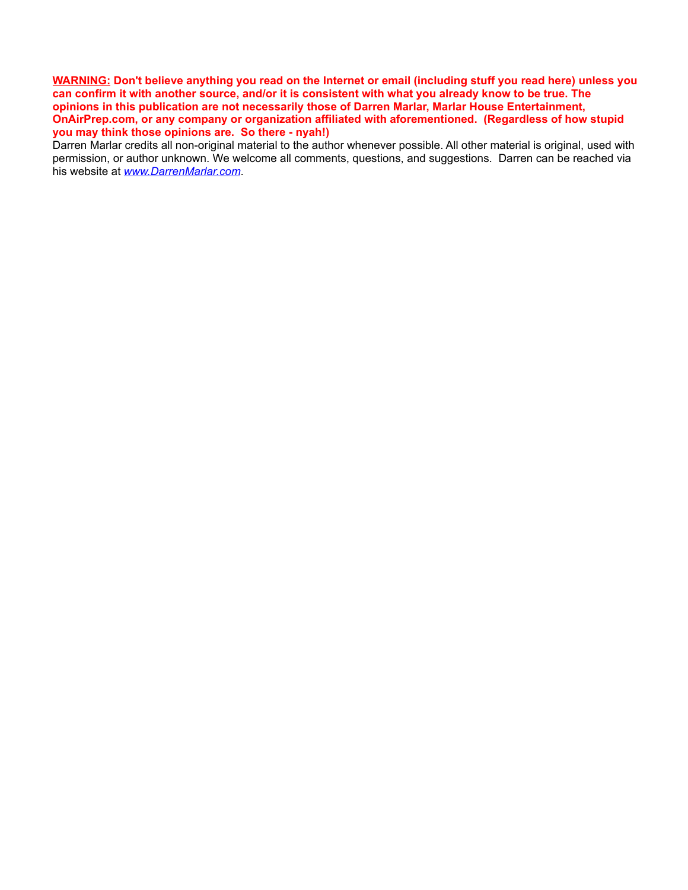**<u>WARNING:</u> Don't believe anything you read on the Internet or email (including stuff you read here) unless you can confirm it with another source, and/or it is consistent with what you already know to be true. The opinions in this publication are not necessarily those of Darren Marlar, Marlar House Entertainment, OnAirPrep.com, or any company or organization affiliated with aforementioned. (Regardless of how stupid you may think those opinions are. So there - nyah!)**

Darren Marlar credits all non-original material to the author whenever possible. All other material is original, used with permission, or author unknown. We welcome all comments, questions, and suggestions. Darren can be reached via his website at *www.DarrenMarlar.com*.